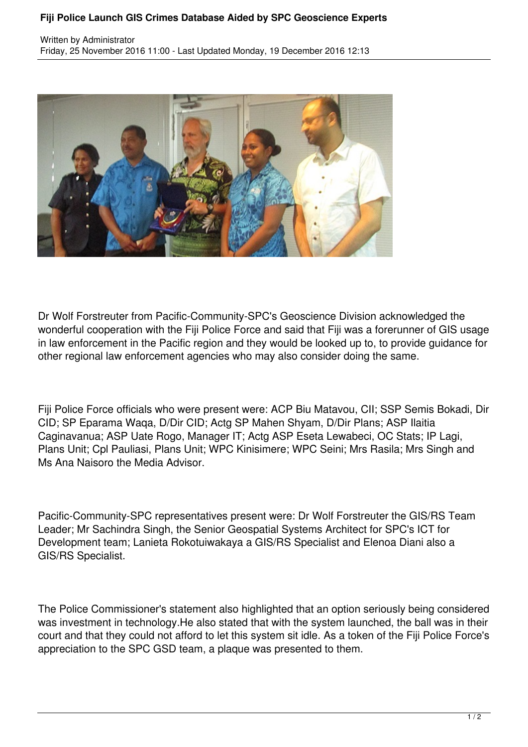# Fiji Police Launch GIS Crimes Database Aided by SPC Geoscience Experts

Written by Administrator
Friday, 25 November 2016 11:00 - Last Updated Monday, 19 December 2016 12:13

Dr Wolf Forstreuter from Pacific-Community-SPC's Geoscience Division acknowledged the wonderful cooperation with the Fiji Police Force and said that Fiji was a forerunner of GIS usage in law enforcement in the Pacific region and they would be looked up to, to provide guidance for other regional law enforcement agencies who may also consider doing the same.

Fiji Police Force officials who were present were: ACP Biu Matavou, CII; SSP Semis Bokadi, Dir CID; SP Eparama Waqa, D/Dir CID; Actg SP Mahen Shyam, D/Dir Plans; ASP Ilaitia Caginavanua; ASP Uate Rogo, Manager IT; Actg ASP Eseta Lewabeci, OC Stats; IP Lagi, Plans Unit; Cpl Pauliasi, Plans Unit; WPC Kinisimere; WPC Seini; Mrs Rasila; Mrs Singh and Ms Ana Naisoro the Media Advisor.

Pacific-Community-SPC representatives present were: Dr Wolf Forstreuter the GIS/RS Team Leader; Mr Sachindra Singh, the Senior Geospatial Systems Architect for SPC's ICT for Development team; Lanieta Rokotuiwakaya a GIS/RS Specialist and Elenoa Diani also a GIS/RS Specialist.

The Police Commissioner's statement also highlighted that an option seriously being considered was investment in technology.He also stated that with the system launched, the ball was in their court and that they could not afford to let this system sit idle. As a token of the Fiji Police Force's appreciation to the SPC GSD team, a plaque was presented to them.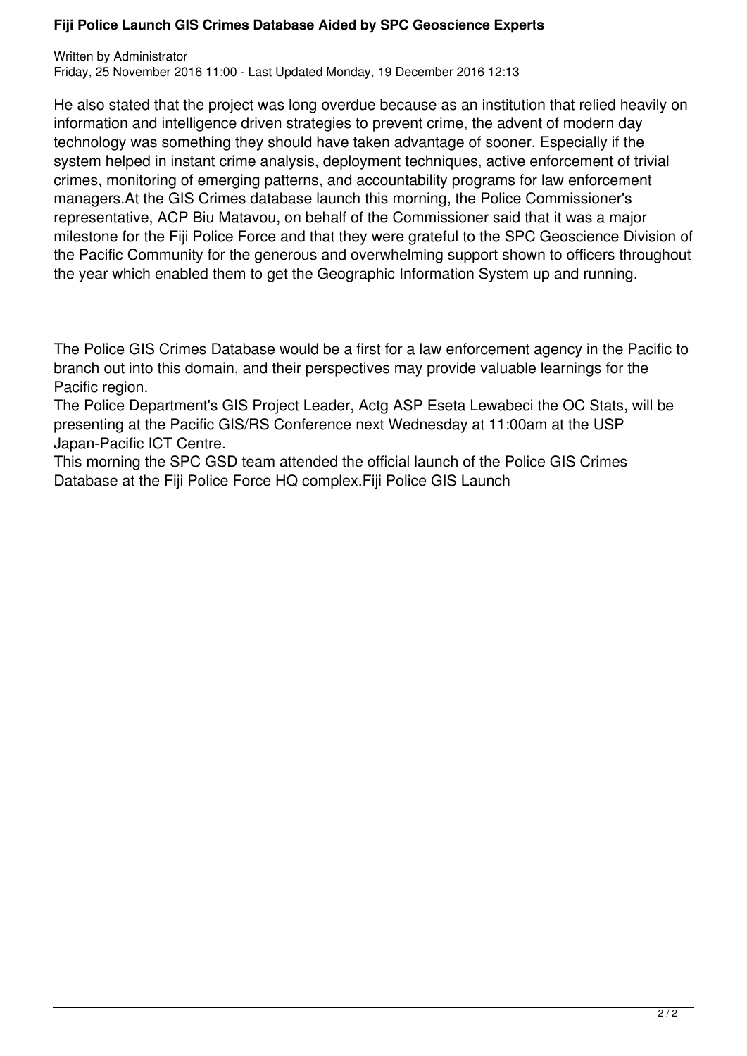He also stated that the project was long overdue because as an institution that relied heavily on information and intelligence driven strategies to prevent crime, the advent of modern day technology was something they should have taken advantage of sooner. Especially if the system helped in instant crime analysis, deployment techniques, active enforcement of trivial crimes, monitoring of emerging patterns, and accountability programs for law enforcement managers.At the GIS Crimes database launch this morning, the Police Commissioner's representative, ACP Biu Matavou, on behalf of the Commissioner said that it was a major milestone for the Fiji Police Force and that they were grateful to the SPC Geoscience Division of the Pacific Community for the generous and overwhelming support shown to officers throughout the year which enabled them to get the Geographic Information System up and running.

The Police GIS Crimes Database would be a first for a law enforcement agency in the Pacific to branch out into this domain, and their perspectives may provide valuable learnings for the Pacific region.

The Police Department's GIS Project Leader, Actg ASP Eseta Lewabeci the OC Stats, will be presenting at the Pacific GIS/RS Conference next Wednesday at 11:00am at the USP Japan-Pacific ICT Centre.

This morning the SPC GSD team attended the official launch of the Police GIS Crimes Database at the Fiji Police Force HQ complex.Fiji Police GIS Launch